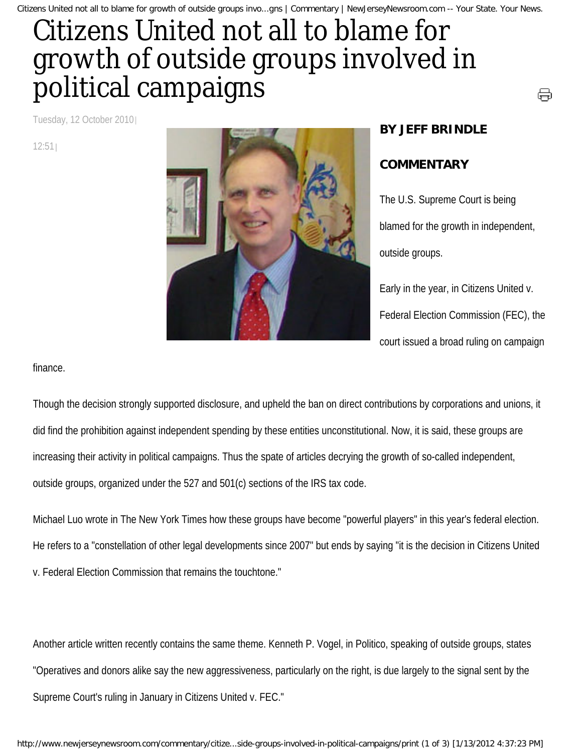# Citizens United not all to blame for growth of outside groups involved in political campaigns

Tuesday, 12 October 2010 |

12:51 |

**BY JEFF BRINDLE**

**COMMENTARY**

The U.S. Supreme Court is being blamed for the growth in independent, outside groups.

Early in the year, in Citizens United v. Federal Election Commission (FEC), the court issued a broad ruling on campaign finance.

Though the decision strongly supported disclosure, and upheld the ban on direct contributions by corporations and unions, it did find the prohibition against independent spending by these entities unconstitutional. Now, it is said, these groups are increasing their activity in political campaigns. Thus the spate of articles decrying the growth of so-called independent, outside groups, organized under the 527 and 501(c) sections of the IRS tax code.

Michael Luo wrote in The New York Times how these groups have become "powerful players" in this year's federal election. He refers to a "constellation of other legal developments since 2007" but ends by saying "it is the decision in Citizens United v. Federal Election Commission that remains the touchtone."

Another article written recently contains the same theme. Kenneth P. Vogel, in Politico, speaking of outside groups, states "Operatives and donors alike say the new aggressiveness, particularly on the right, is due largely to the signal sent by the Supreme Court's ruling in January in Citizens United v. FEC."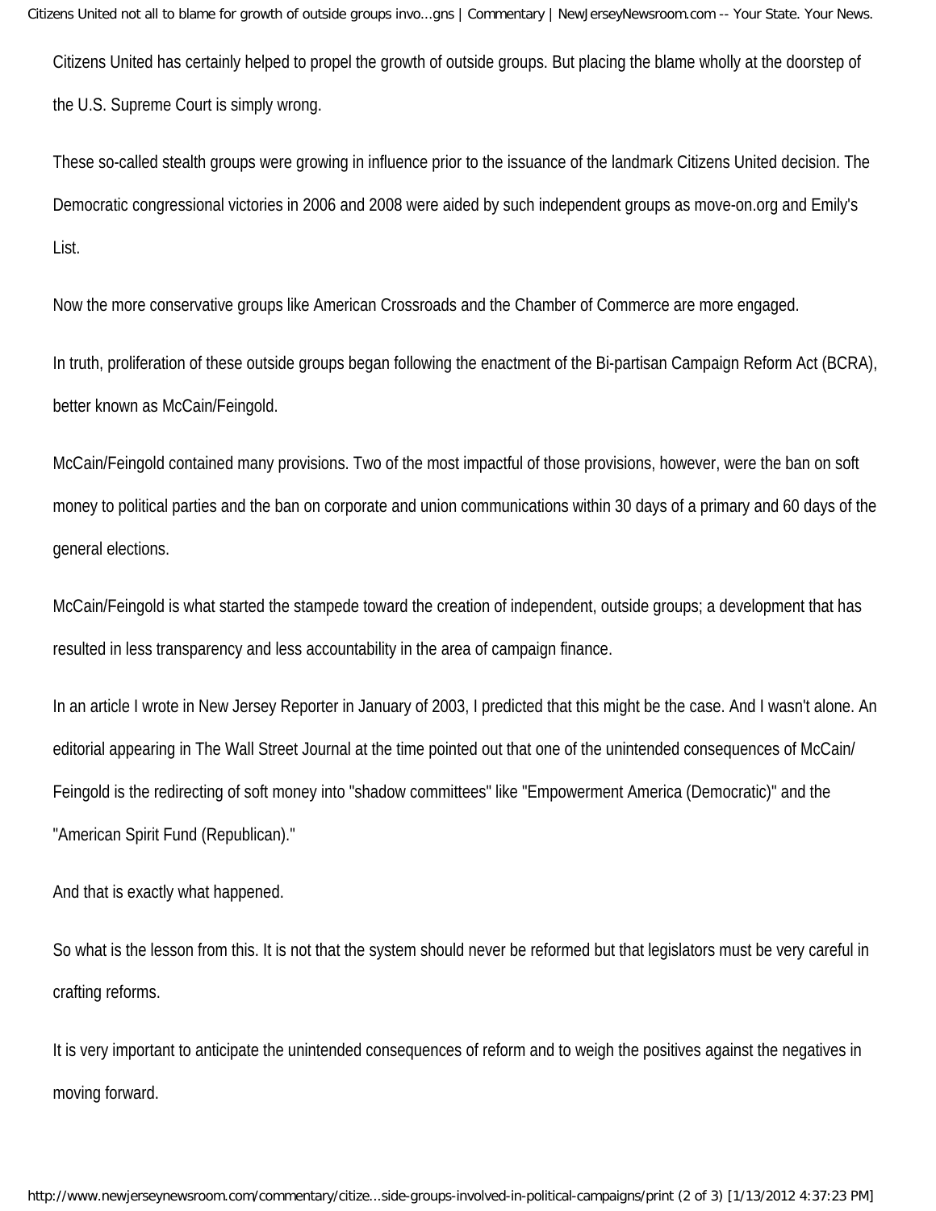Citizens United has certainly helped to propel the growth of outside groups. But placing the blame wholly at the doorstep of the U.S. Supreme Court is simply wrong.

These so-called stealth groups were growing in influence prior to the issuance of the landmark Citizens United decision. The Democratic congressional victories in 2006 and 2008 were aided by such independent groups as move-on.org and Emily's List.

Now the more conservative groups like American Crossroads and the Chamber of Commerce are more engaged.

In truth, proliferation of these outside groups began following the enactment of the Bi-partisan Campaign Reform Act (BCRA), better known as McCain/Feingold.

McCain/Feingold contained many provisions. Two of the most impactful of those provisions, however, were the ban on soft money to political parties and the ban on corporate and union communications within 30 days of a primary and 60 days of the general elections.

McCain/Feingold is what started the stampede toward the creation of independent, outside groups; a development that has resulted in less transparency and less accountability in the area of campaign finance.

In an article I wrote in New Jersey Reporter in January of 2003, I predicted that this might be the case. And I wasn't alone. An editorial appearing in The Wall Street Journal at the time pointed out that one of the unintended consequences of McCain/Feingold is the redirecting of soft money into "shadow committees" like "Empowerment America (Democratic)" and the "American Spirit Fund (Republican)."

And that is exactly what happened.

So what is the lesson from this. It is not that the system should never be reformed but that legislators must be very careful in crafting reforms.

It is very important to anticipate the unintended consequences of reform and to weigh the positives against the negatives in moving forward.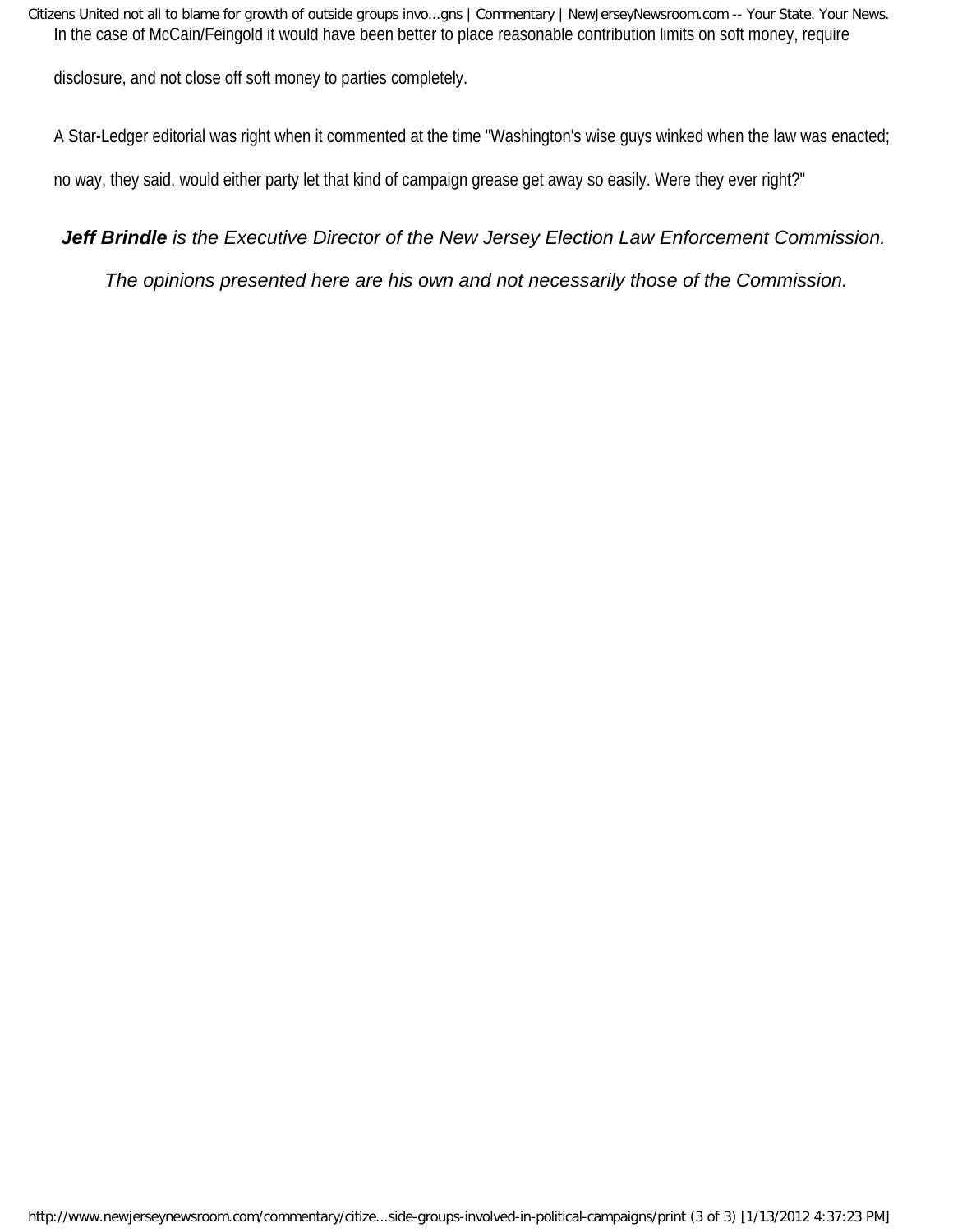In the case of McCain/Feingold it would have been better to place reasonable contribution limits on soft money, require disclosure, and not close off soft money to parties completely.

A Star-Ledger editorial was right when it commented at the time "Washington's wise guys winked when the law was enacted; no way, they said, would either party let that kind of campaign grease get away so easily. Were they ever right?"

***Jeff Brindle** is the Executive Director of the New Jersey Election Law Enforcement Commission.*

*The opinions presented here are his own and not necessarily those of the Commission.*